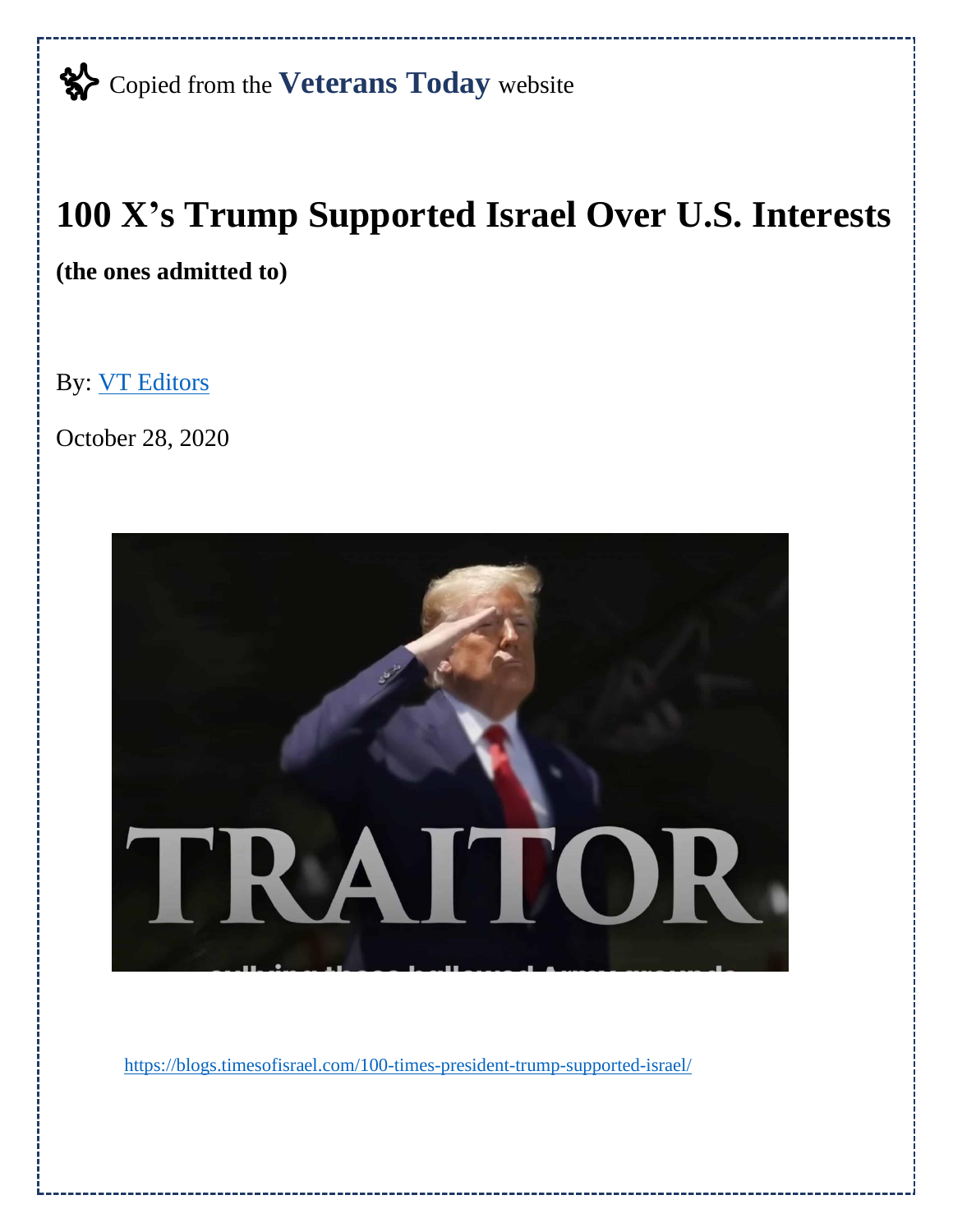Copied from the **Veterans Today** website

# 100 X's Trump Supported Israel Over U.S. Interests

**(the ones admitted to)**

By: [VT Editors]()

October 28, 2020

[https://blogs.timesofisrael.com/100-times-president-trump-supported-israel/](https://blogs.timesofisrael.com/100-times-president-trump-supported-israel/)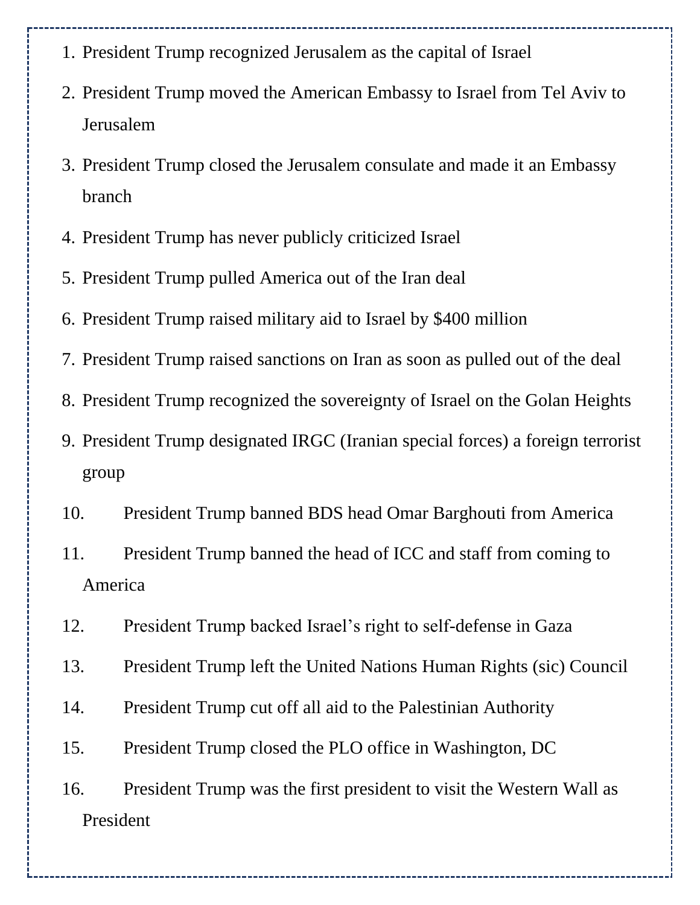1. President Trump recognized Jerusalem as the capital of Israel
2. President Trump moved the American Embassy to Israel from Tel Aviv to Jerusalem
3. President Trump closed the Jerusalem consulate and made it an Embassy branch
4. President Trump has never publicly criticized Israel
5. President Trump pulled America out of the Iran deal
6. President Trump raised military aid to Israel by $400 million
7. President Trump raised sanctions on Iran as soon as pulled out of the deal
8. President Trump recognized the sovereignty of Israel on the Golan Heights
9. President Trump designated IRGC (Iranian special forces) a foreign terrorist group
10. President Trump banned BDS head Omar Barghouti from America
11. President Trump banned the head of ICC and staff from coming to America
12. President Trump backed Israel's right to self-defense in Gaza
13. President Trump left the United Nations Human Rights (sic) Council
14. President Trump cut off all aid to the Palestinian Authority
15. President Trump closed the PLO office in Washington, DC
16. President Trump was the first president to visit the Western Wall as President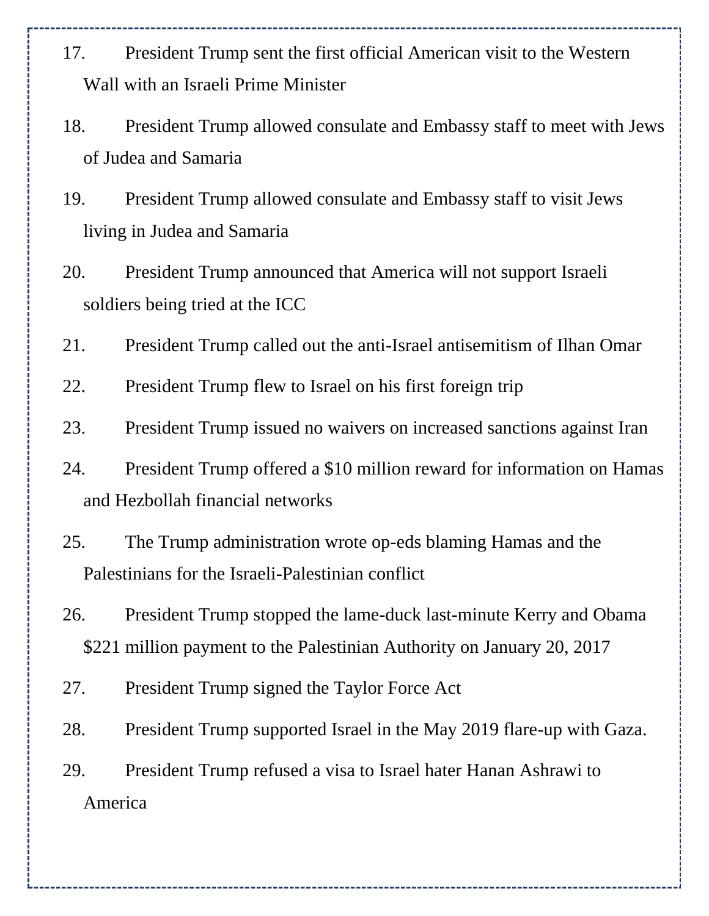17. President Trump sent the first official American visit to the Western Wall with an Israeli Prime Minister

18. President Trump allowed consulate and Embassy staff to meet with Jews of Judea and Samaria

19. President Trump allowed consulate and Embassy staff to visit Jews living in Judea and Samaria

20. President Trump announced that America will not support Israeli soldiers being tried at the ICC

21. President Trump called out the anti-Israel antisemitism of Ilhan Omar

22. President Trump flew to Israel on his first foreign trip

23. President Trump issued no waivers on increased sanctions against Iran

24. President Trump offered a $10 million reward for information on Hamas and Hezbollah financial networks

25. The Trump administration wrote op-eds blaming Hamas and the Palestinians for the Israeli-Palestinian conflict

26. President Trump stopped the lame-duck last-minute Kerry and Obama $221 million payment to the Palestinian Authority on January 20, 2017

27. President Trump signed the Taylor Force Act

28. President Trump supported Israel in the May 2019 flare-up with Gaza.

29. President Trump refused a visa to Israel hater Hanan Ashrawi to America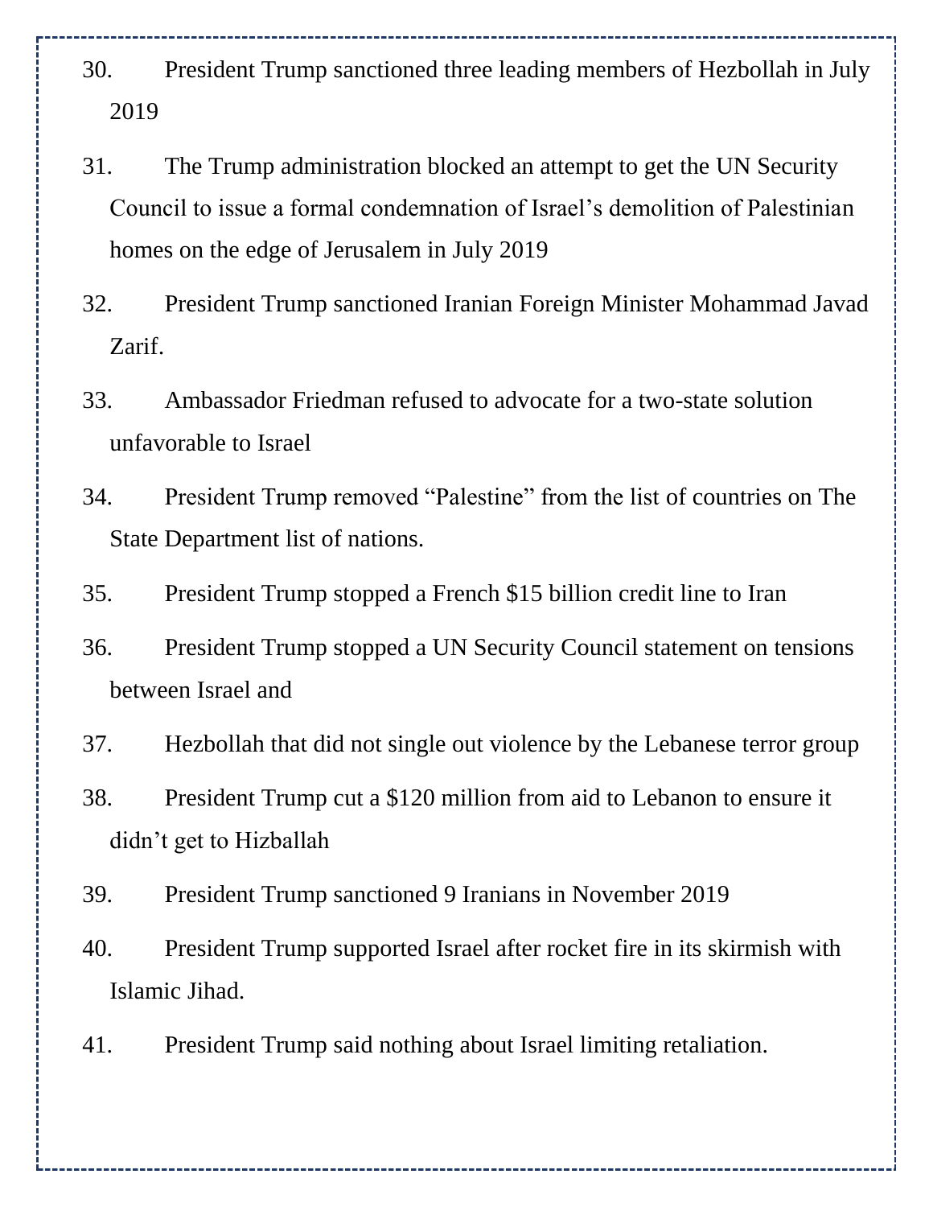30. President Trump sanctioned three leading members of Hezbollah in July 2019

31. The Trump administration blocked an attempt to get the UN Security Council to issue a formal condemnation of Israel's demolition of Palestinian homes on the edge of Jerusalem in July 2019

32. President Trump sanctioned Iranian Foreign Minister Mohammad Javad Zarif.

33. Ambassador Friedman refused to advocate for a two-state solution unfavorable to Israel

34. President Trump removed "Palestine" from the list of countries on The State Department list of nations.

35. President Trump stopped a French $15 billion credit line to Iran

36. President Trump stopped a UN Security Council statement on tensions between Israel and

37. Hezbollah that did not single out violence by the Lebanese terror group

38. President Trump cut a $120 million from aid to Lebanon to ensure it didn't get to Hizballah

39. President Trump sanctioned 9 Iranians in November 2019

40. President Trump supported Israel after rocket fire in its skirmish with Islamic Jihad.

41. President Trump said nothing about Israel limiting retaliation.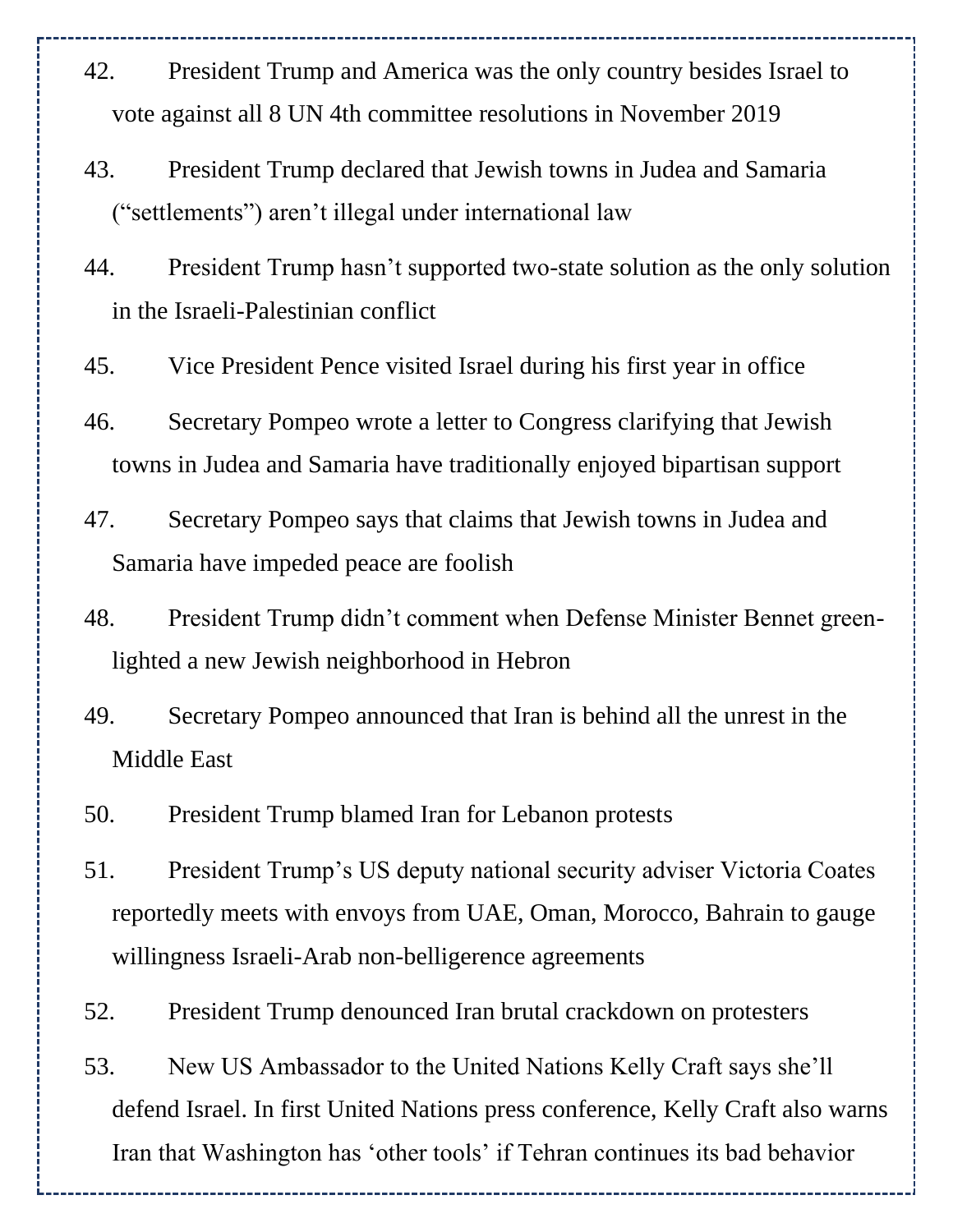42. President Trump and America was the only country besides Israel to vote against all 8 UN 4th committee resolutions in November 2019

43. President Trump declared that Jewish towns in Judea and Samaria ("settlements") aren't illegal under international law

44. President Trump hasn't supported two-state solution as the only solution in the Israeli-Palestinian conflict

45. Vice President Pence visited Israel during his first year in office

46. Secretary Pompeo wrote a letter to Congress clarifying that Jewish towns in Judea and Samaria have traditionally enjoyed bipartisan support

47. Secretary Pompeo says that claims that Jewish towns in Judea and Samaria have impeded peace are foolish

48. President Trump didn't comment when Defense Minister Bennet green-lighted a new Jewish neighborhood in Hebron

49. Secretary Pompeo announced that Iran is behind all the unrest in the Middle East

50. President Trump blamed Iran for Lebanon protests

51. President Trump's US deputy national security adviser Victoria Coates reportedly meets with envoys from UAE, Oman, Morocco, Bahrain to gauge willingness Israeli-Arab non-belligerence agreements

52. President Trump denounced Iran brutal crackdown on protesters

53. New US Ambassador to the United Nations Kelly Craft says she'll defend Israel. In first United Nations press conference, Kelly Craft also warns Iran that Washington has 'other tools' if Tehran continues its bad behavior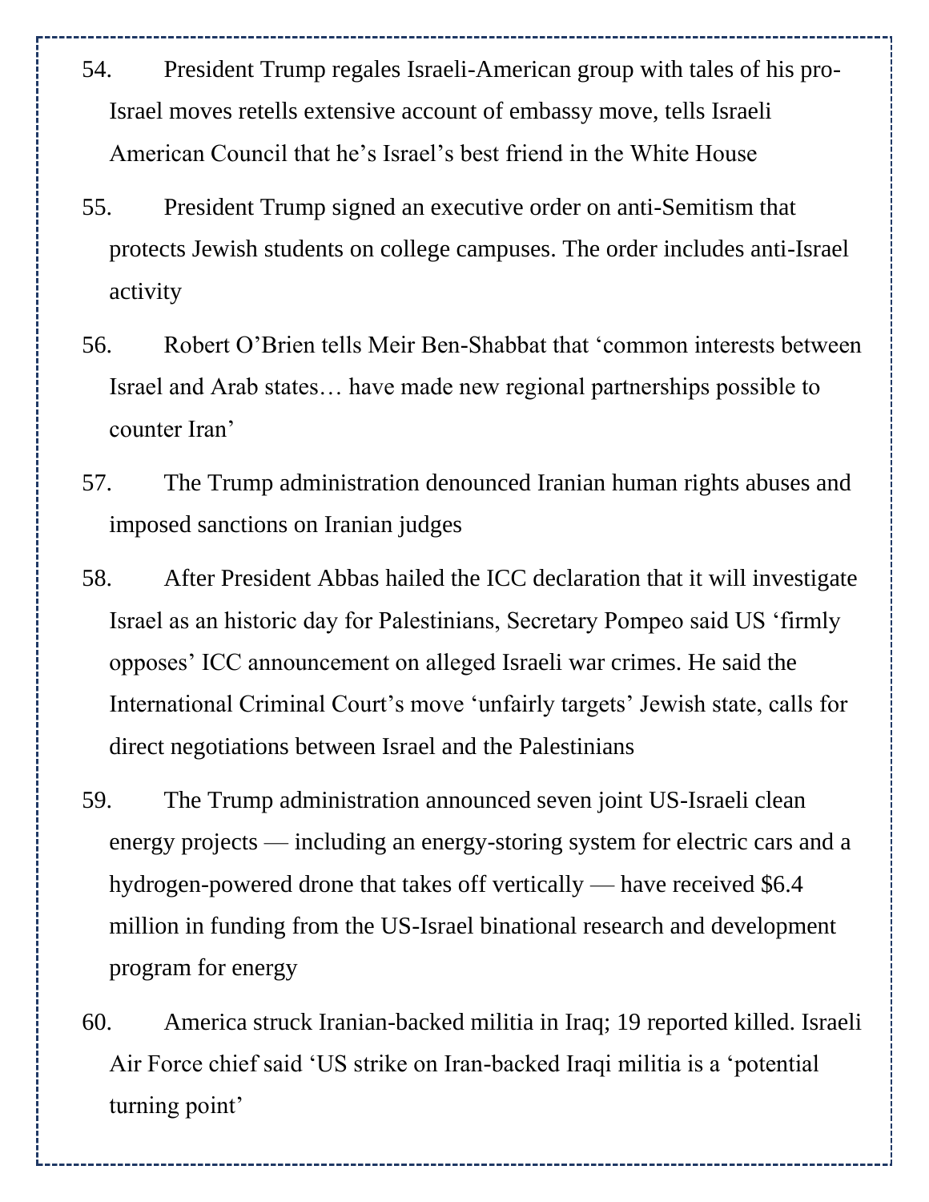54. President Trump regales Israeli-American group with tales of his pro-Israel moves retells extensive account of embassy move, tells Israeli American Council that he's Israel's best friend in the White House

55. President Trump signed an executive order on anti-Semitism that protects Jewish students on college campuses. The order includes anti-Israel activity

56. Robert O'Brien tells Meir Ben-Shabbat that 'common interests between Israel and Arab states… have made new regional partnerships possible to counter Iran'

57. The Trump administration denounced Iranian human rights abuses and imposed sanctions on Iranian judges

58. After President Abbas hailed the ICC declaration that it will investigate Israel as an historic day for Palestinians, Secretary Pompeo said US 'firmly opposes' ICC announcement on alleged Israeli war crimes. He said the International Criminal Court's move 'unfairly targets' Jewish state, calls for direct negotiations between Israel and the Palestinians

59. The Trump administration announced seven joint US-Israeli clean energy projects — including an energy-storing system for electric cars and a hydrogen-powered drone that takes off vertically — have received $6.4 million in funding from the US-Israel binational research and development program for energy

60. America struck Iranian-backed militia in Iraq; 19 reported killed. Israeli Air Force chief said 'US strike on Iran-backed Iraqi militia is a 'potential turning point'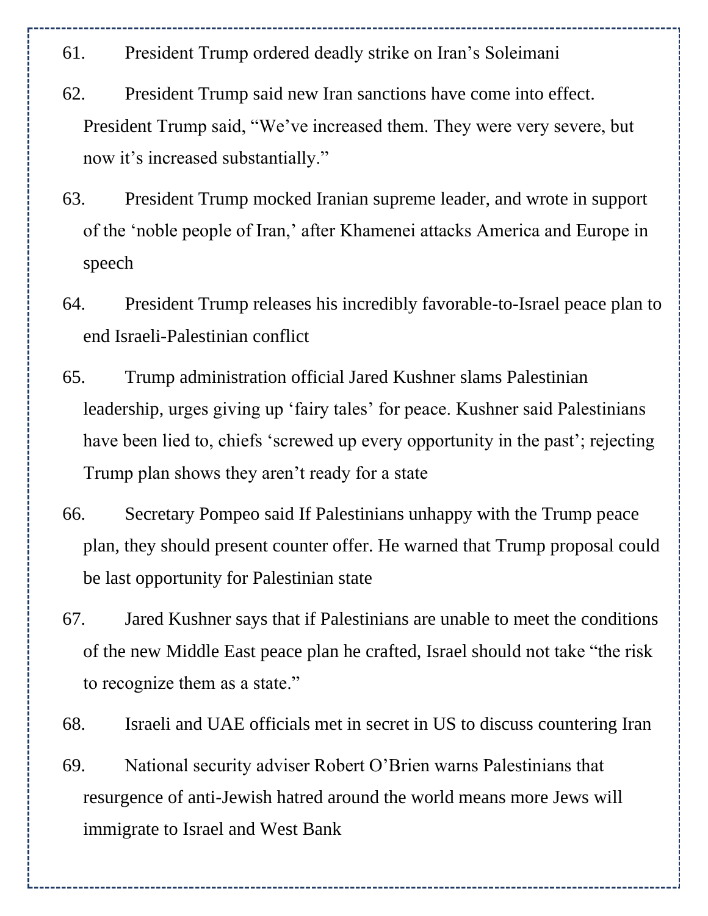61. President Trump ordered deadly strike on Iran's Soleimani

62. President Trump said new Iran sanctions have come into effect. President Trump said, "We've increased them. They were very severe, but now it's increased substantially."

63. President Trump mocked Iranian supreme leader, and wrote in support of the 'noble people of Iran,' after Khamenei attacks America and Europe in speech

64. President Trump releases his incredibly favorable-to-Israel peace plan to end Israeli-Palestinian conflict

65. Trump administration official Jared Kushner slams Palestinian leadership, urges giving up 'fairy tales' for peace. Kushner said Palestinians have been lied to, chiefs 'screwed up every opportunity in the past'; rejecting Trump plan shows they aren't ready for a state

66. Secretary Pompeo said If Palestinians unhappy with the Trump peace plan, they should present counter offer. He warned that Trump proposal could be last opportunity for Palestinian state

67. Jared Kushner says that if Palestinians are unable to meet the conditions of the new Middle East peace plan he crafted, Israel should not take "the risk to recognize them as a state."

68. Israeli and UAE officials met in secret in US to discuss countering Iran

69. National security adviser Robert O'Brien warns Palestinians that resurgence of anti-Jewish hatred around the world means more Jews will immigrate to Israel and West Bank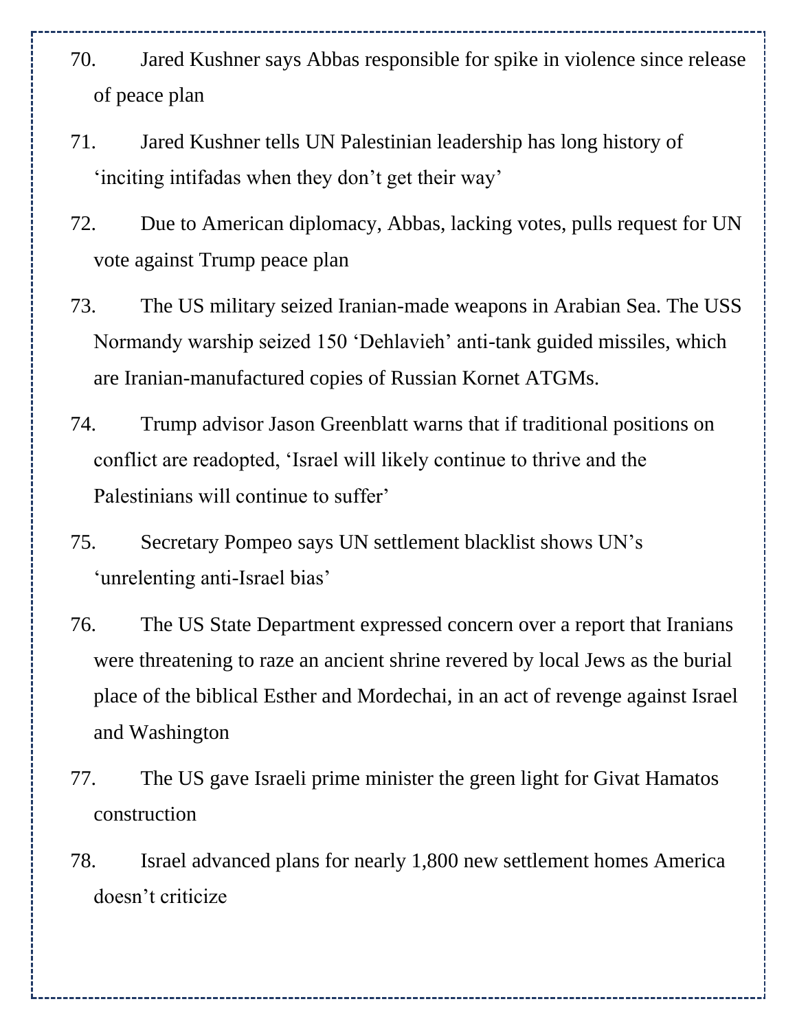70. Jared Kushner says Abbas responsible for spike in violence since release of peace plan

71. Jared Kushner tells UN Palestinian leadership has long history of 'inciting intifadas when they don't get their way'

72. Due to American diplomacy, Abbas, lacking votes, pulls request for UN vote against Trump peace plan

73. The US military seized Iranian-made weapons in Arabian Sea. The USS Normandy warship seized 150 'Dehlavieh' anti-tank guided missiles, which are Iranian-manufactured copies of Russian Kornet ATGMs.

74. Trump advisor Jason Greenblatt warns that if traditional positions on conflict are readopted, 'Israel will likely continue to thrive and the Palestinians will continue to suffer'

75. Secretary Pompeo says UN settlement blacklist shows UN's 'unrelenting anti-Israel bias'

76. The US State Department expressed concern over a report that Iranians were threatening to raze an ancient shrine revered by local Jews as the burial place of the biblical Esther and Mordechai, in an act of revenge against Israel and Washington

77. The US gave Israeli prime minister the green light for Givat Hamatos construction

78. Israel advanced plans for nearly 1,800 new settlement homes America doesn't criticize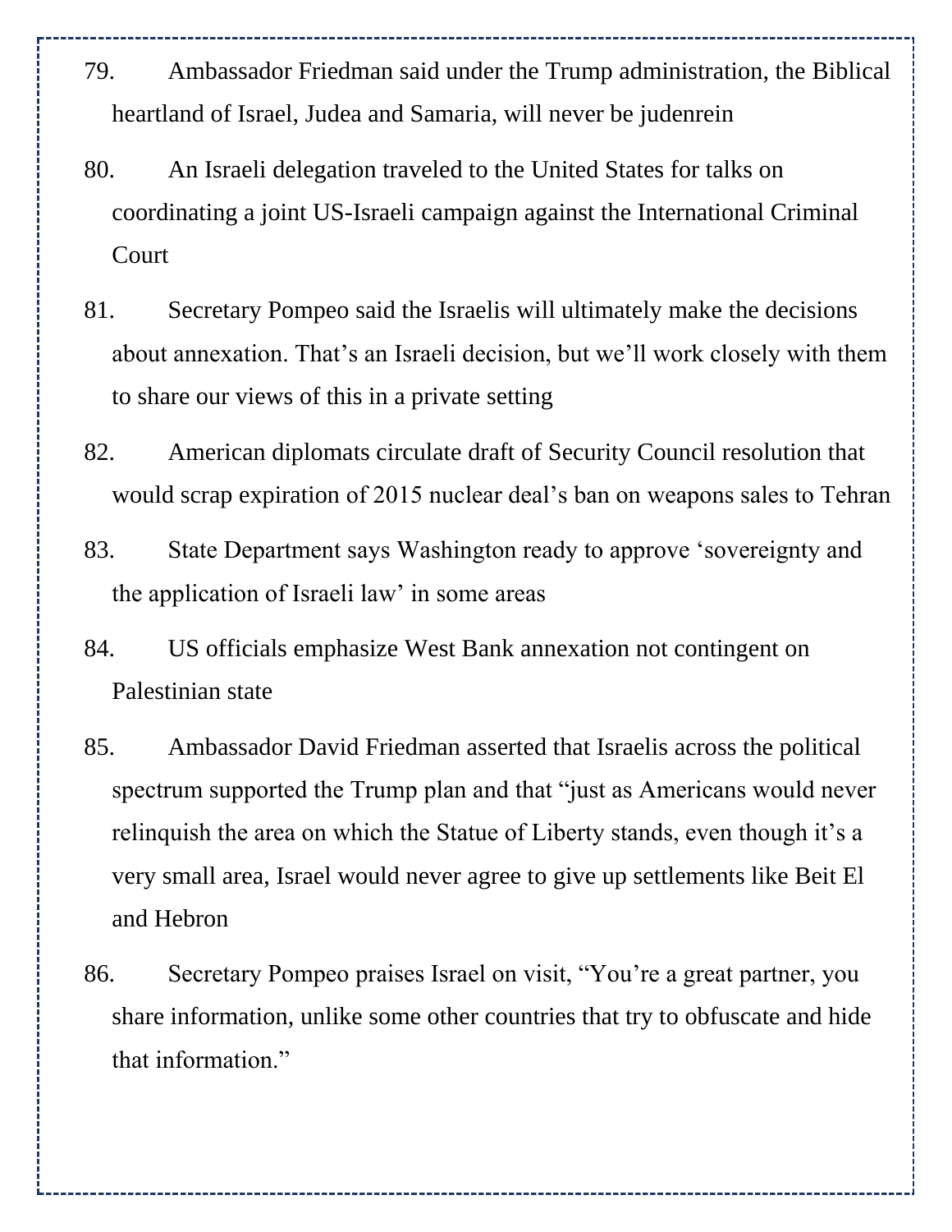79. Ambassador Friedman said under the Trump administration, the Biblical heartland of Israel, Judea and Samaria, will never be judenrein

80. An Israeli delegation traveled to the United States for talks on coordinating a joint US-Israeli campaign against the International Criminal Court

81. Secretary Pompeo said the Israelis will ultimately make the decisions about annexation. That's an Israeli decision, but we'll work closely with them to share our views of this in a private setting

82. American diplomats circulate draft of Security Council resolution that would scrap expiration of 2015 nuclear deal's ban on weapons sales to Tehran

83. State Department says Washington ready to approve 'sovereignty and the application of Israeli law' in some areas

84. US officials emphasize West Bank annexation not contingent on Palestinian state

85. Ambassador David Friedman asserted that Israelis across the political spectrum supported the Trump plan and that "just as Americans would never relinquish the area on which the Statue of Liberty stands, even though it's a very small area, Israel would never agree to give up settlements like Beit El and Hebron

86. Secretary Pompeo praises Israel on visit, "You're a great partner, you share information, unlike some other countries that try to obfuscate and hide that information."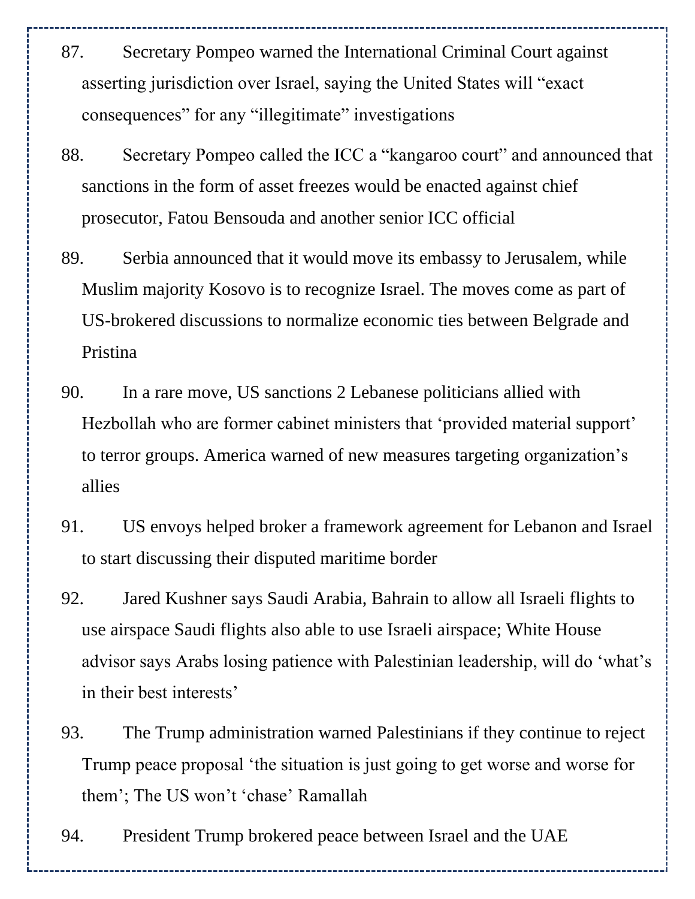87. Secretary Pompeo warned the International Criminal Court against asserting jurisdiction over Israel, saying the United States will “exact consequences” for any “illegitimate” investigations

88. Secretary Pompeo called the ICC a “kangaroo court” and announced that sanctions in the form of asset freezes would be enacted against chief prosecutor, Fatou Bensouda and another senior ICC official

89. Serbia announced that it would move its embassy to Jerusalem, while Muslim majority Kosovo is to recognize Israel. The moves come as part of US-brokered discussions to normalize economic ties between Belgrade and Pristina

90. In a rare move, US sanctions 2 Lebanese politicians allied with Hezbollah who are former cabinet ministers that ‘provided material support’ to terror groups. America warned of new measures targeting organization’s allies

91. US envoys helped broker a framework agreement for Lebanon and Israel to start discussing their disputed maritime border

92. Jared Kushner says Saudi Arabia, Bahrain to allow all Israeli flights to use airspace Saudi flights also able to use Israeli airspace; White House advisor says Arabs losing patience with Palestinian leadership, will do ‘what’s in their best interests’

93. The Trump administration warned Palestinians if they continue to reject Trump peace proposal ‘the situation is just going to get worse and worse for them’; The US won’t ‘chase’ Ramallah

94. President Trump brokered peace between Israel and the UAE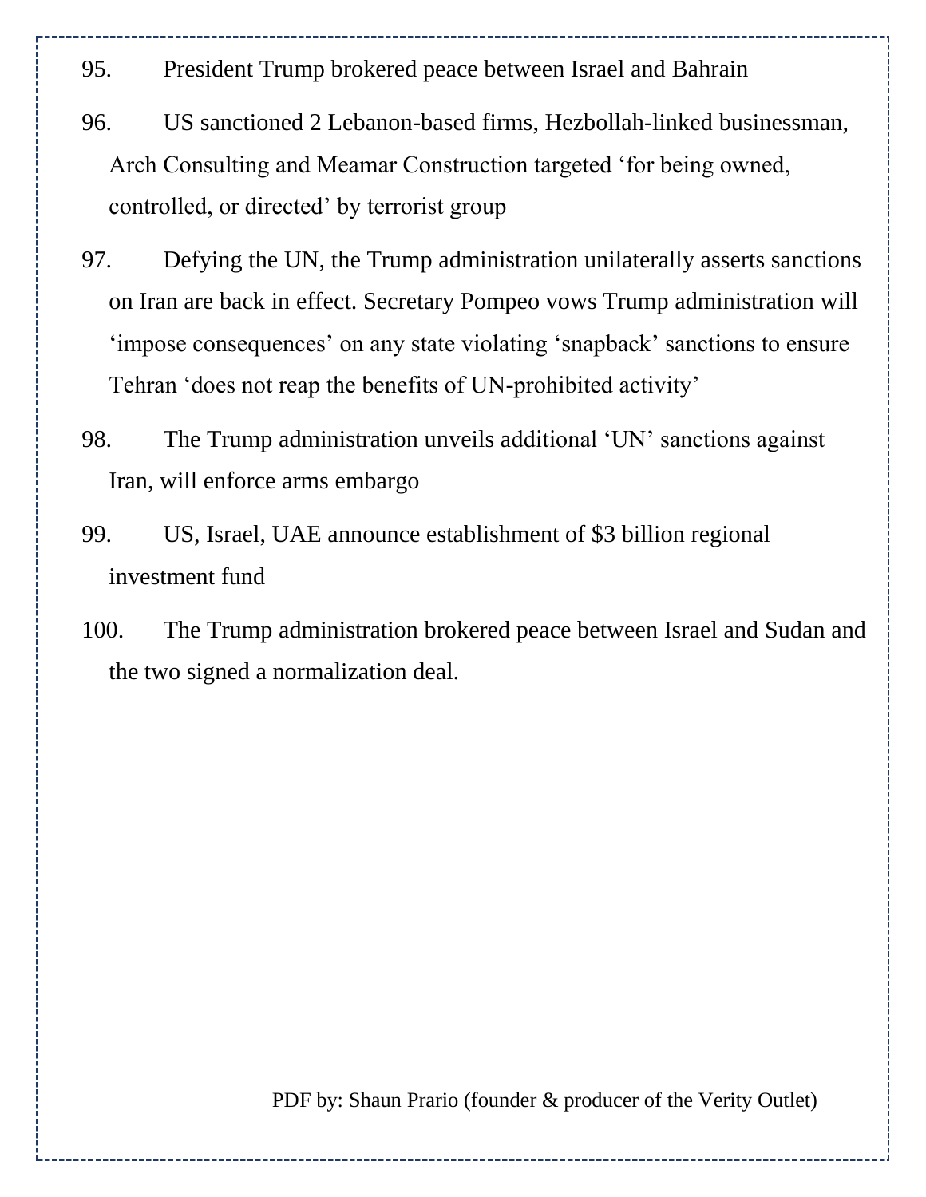95. President Trump brokered peace between Israel and Bahrain

96. US sanctioned 2 Lebanon-based firms, Hezbollah-linked businessman, Arch Consulting and Meamar Construction targeted 'for being owned, controlled, or directed' by terrorist group

97. Defying the UN, the Trump administration unilaterally asserts sanctions on Iran are back in effect. Secretary Pompeo vows Trump administration will 'impose consequences' on any state violating 'snapback' sanctions to ensure Tehran 'does not reap the benefits of UN-prohibited activity'

98. The Trump administration unveils additional 'UN' sanctions against Iran, will enforce arms embargo

99. US, Israel, UAE announce establishment of $3 billion regional investment fund

100. The Trump administration brokered peace between Israel and Sudan and the two signed a normalization deal.

PDF by: Shaun Prario (founder & producer of the Verity Outlet)